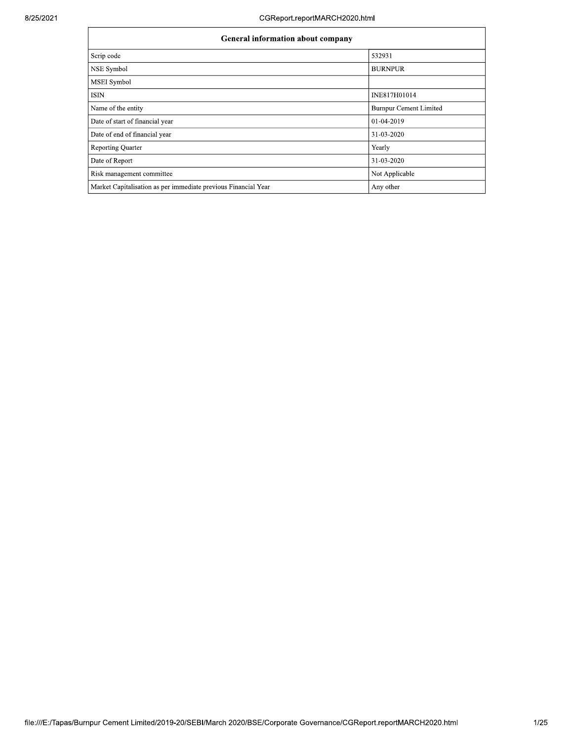| General information about company | |
|---|---|
| Scrip code | 532931 |
| NSE Symbol | BURNPUR |
| MSEI Symbol | |
| ISIN | INE817H01014 |
| Name of the entity | Burnpur Cement Limited |
| Date of start of financial year | 01-04-2019 |
| Date of end of financial year | 31-03-2020 |
| Reporting Quarter | Yearly |
| Date of Report | 31-03-2020 |
| Risk management committee | Not Applicable |
| Market Capitalisation as per immediate previous Financial Year | Any other |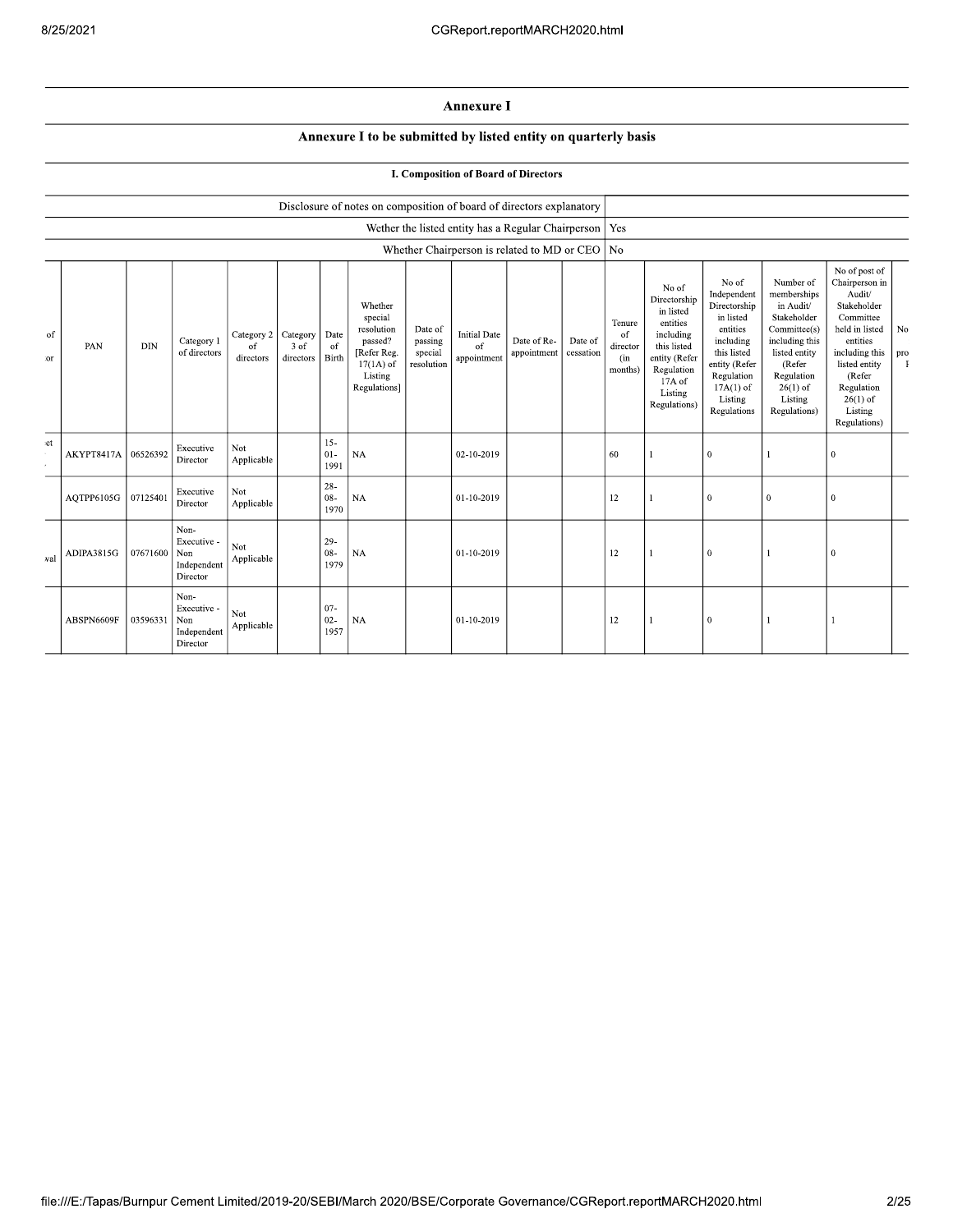# Annexure I

## Annexure I to be submitted by listed entity on quarterly basis

### I. Composition of Board of Directors

| | |
|---|---|
| Disclosure of notes on composition of board of directors explanatory | |
| Wether the listed entity has a Regular Chairperson | Yes |
| Whether Chairperson is related to MD or CEO | No |

| of ...or | PAN | DIN | Category 1 of directors | Category 2 of directors | Category 3 of directors | Date of Birth | Whether special resolution passed? [Refer Reg. 17(1A) of Listing Regulations] | Date of passing special resolution | Initial Date of appointment | Date of Re-appointment | Date of cessation | Tenure of director (in months) | No of Directorship in listed entities including this listed entity (Refer Regulation 17A of Listing Regulations) | No of Independent Directorship in listed entities including this listed entity (Refer Regulation 17A(1) of Listing Regulations | Number of memberships in Audit/ Stakeholder Committee(s) including this listed entity (Refer Regulation 26(1) of Listing Regulations) | No of post of Chairperson in Audit/ Stakeholder Committee held in listed entities including this listed entity (Refer Regulation 26(1) of Listing Regulations) | No... pro... |
|---|---|---|---|---|---|---|---|---|---|---|---|---|---|---|---|---|---|
| ...et | AKYPT8417A | 06526392 | Executive Director | Not Applicable | | 15-01-1991 | NA | | 02-10-2019 | | | 60 | 1 | 0 | 1 | 0 | |
| | AQTPP6105G | 07125401 | Executive Director | Not Applicable | | 28-08-1970 | NA | | 01-10-2019 | | | 12 | 1 | 0 | 0 | 0 | |
| ...wal | ADIPA3815G | 07671600 | Non-Executive - Non Independent Director | Not Applicable | | 29-08-1979 | NA | | 01-10-2019 | | | 12 | 1 | 0 | 1 | 0 | |
| | ABSPN6609F | 03596331 | Non-Executive - Non Independent Director | Not Applicable | | 07-02-1957 | NA | | 01-10-2019 | | | 12 | 1 | 0 | 1 | 1 | |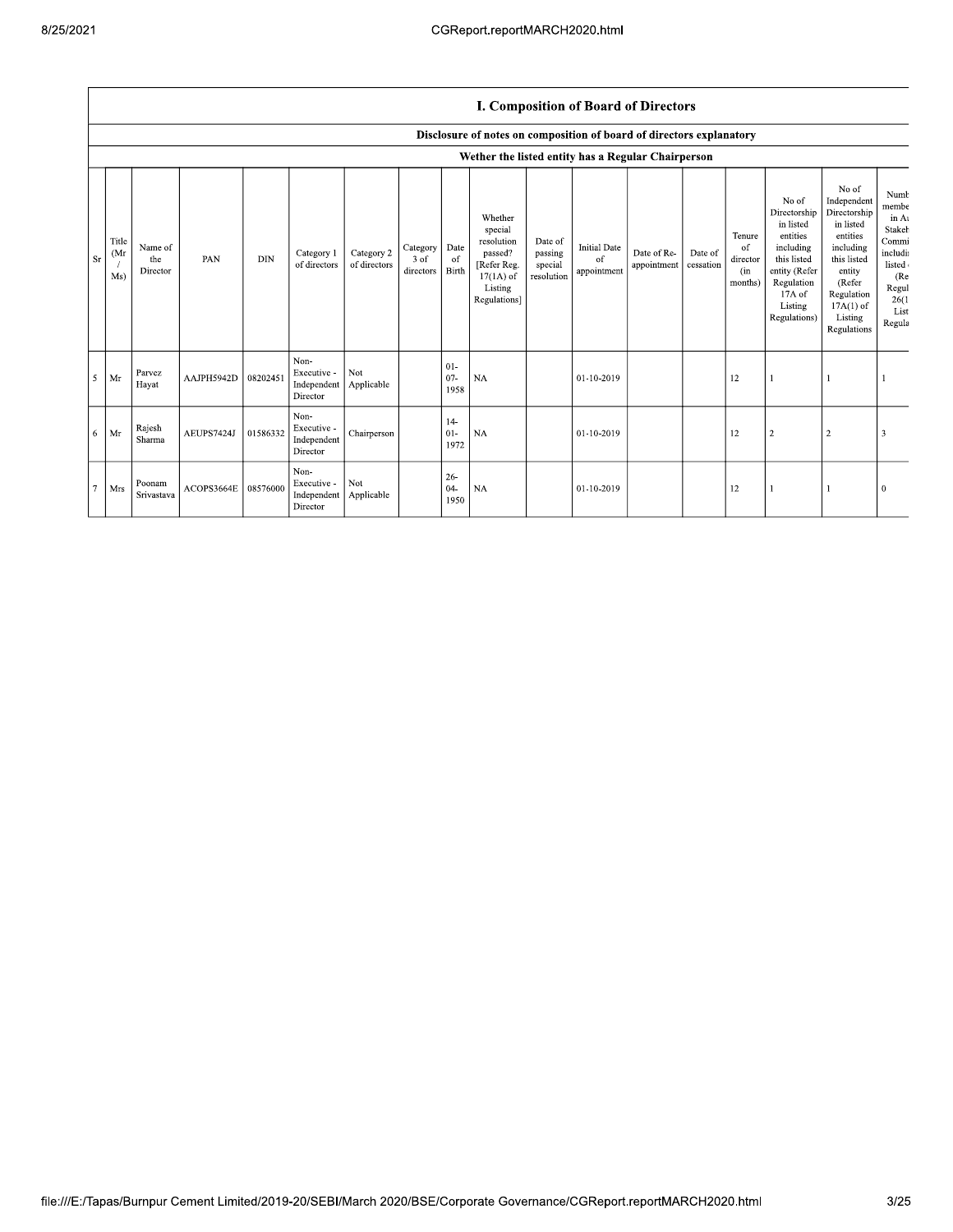## I. Composition of Board of Directors

### Disclosure of notes on composition of board of directors explanatory

### Wether the listed entity has a Regular Chairperson

| Sr | Title (Mr / Ms) | Name of the Director | PAN | DIN | Category 1 of directors | Category 2 of directors | Category 3 of directors | Date of Birth | Whether special resolution passed? [Refer Reg. 17(1A) of Listing Regulations] | Date of passing special resolution | Initial Date of appointment | Date of Re-appointment | Date of cessation | Tenure of director (in months) | No of Directorship in listed entities including this listed entity (Refer Regulation 17A of Listing Regulations) | No of Independent Directorship in listed entities including this listed entity (Refer Regulation 17A(1) of Listing Regulations | Numb membe in A Stakeh Commi includi listed (Re Regul 26(1 List Regula |
|---|---|---|---|---|---|---|---|---|---|---|---|---|---|---|---|---|---|
| 5 | Mr | Parvez Hayat | AAJPH5942D | 08202451 | Non-Executive - Independent Director | Not Applicable | | 01-07-1958 | NA | | 01-10-2019 | | | 12 | 1 | 1 | 1 |
| 6 | Mr | Rajesh Sharma | AEUPS7424J | 01586332 | Non-Executive - Independent Director | Chairperson | | 14-01-1972 | NA | | 01-10-2019 | | | 12 | 2 | 2 | 3 |
| 7 | Mrs | Poonam Srivastava | ACOPS3664E | 08576000 | Non-Executive - Independent Director | Not Applicable | | 26-04-1950 | NA | | 01-10-2019 | | | 12 | 1 | 1 | 0 |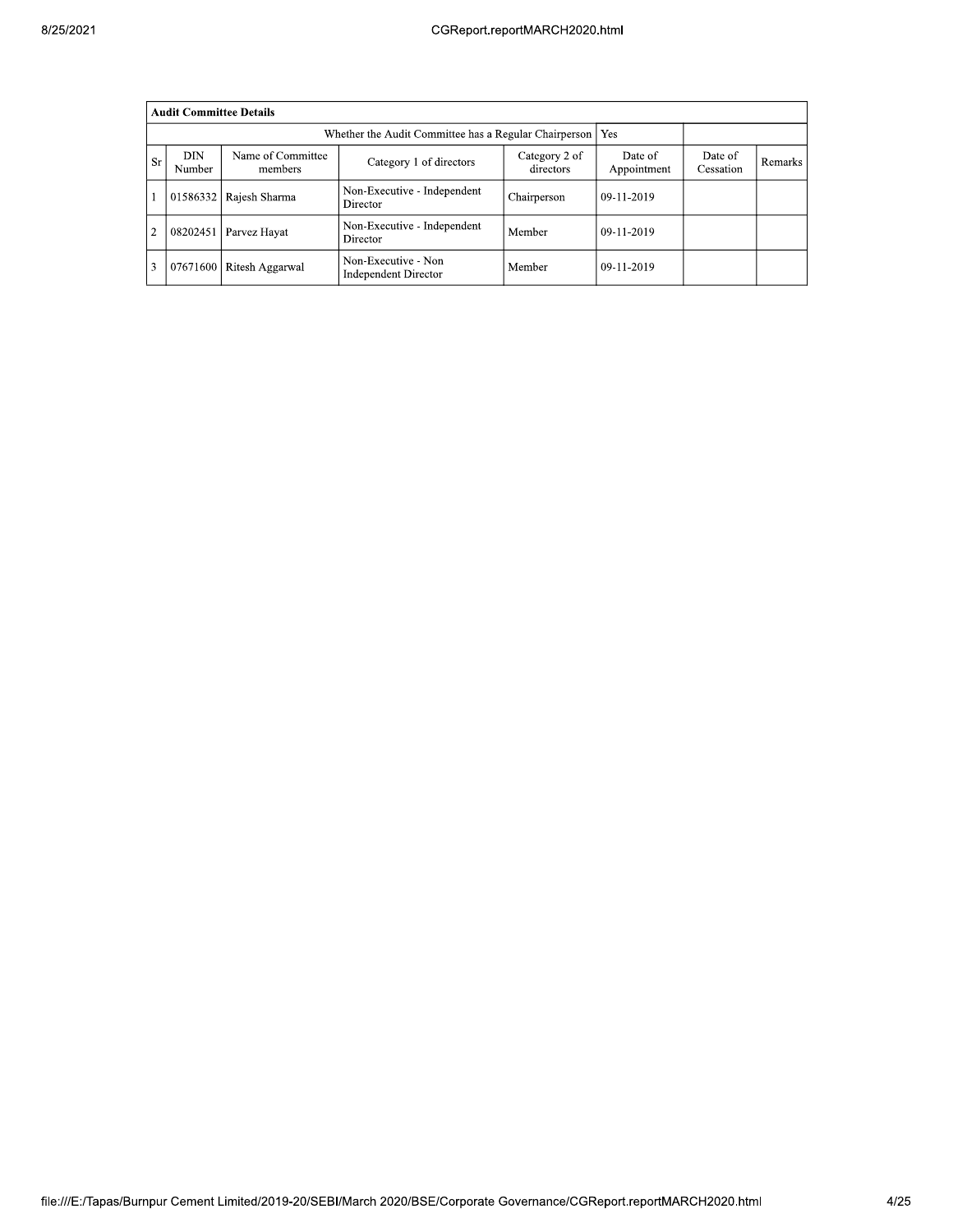| Audit Committee Details | | | | | | | |
|---|---|---|---|---|---|---|---|
| Whether the Audit Committee has a Regular Chairperson | | | | | Yes | | |
| Sr | DIN Number | Name of Committee members | Category 1 of directors | Category 2 of directors | Date of Appointment | Date of Cessation | Remarks |
| 1 | 01586332 | Rajesh Sharma | Non-Executive - Independent Director | Chairperson | 09-11-2019 | | |
| 2 | 08202451 | Parvez Hayat | Non-Executive - Independent Director | Member | 09-11-2019 | | |
| 3 | 07671600 | Ritesh Aggarwal | Non-Executive - Non Independent Director | Member | 09-11-2019 | | |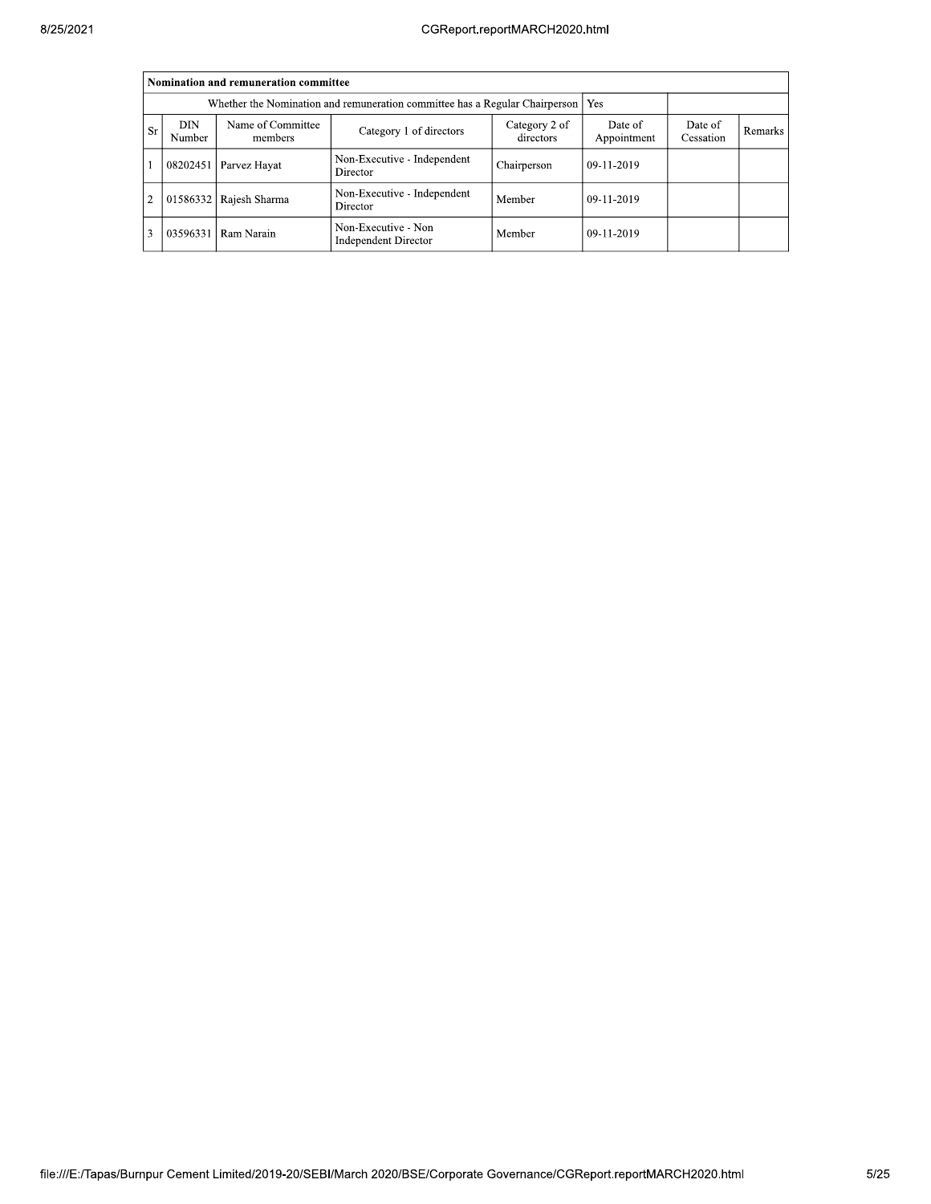| Nomination and remuneration committee | | | | | | | |
|---|---|---|---|---|---|---|---|
| Whether the Nomination and remuneration committee has a Regular Chairperson | | | | | Yes | | |
| Sr | DIN Number | Name of Committee members | Category 1 of directors | Category 2 of directors | Date of Appointment | Date of Cessation | Remarks |
| 1 | 08202451 | Parvez Hayat | Non-Executive - Independent Director | Chairperson | 09-11-2019 | | |
| 2 | 01586332 | Rajesh Sharma | Non-Executive - Independent Director | Member | 09-11-2019 | | |
| 3 | 03596331 | Ram Narain | Non-Executive - Non Independent Director | Member | 09-11-2019 | | |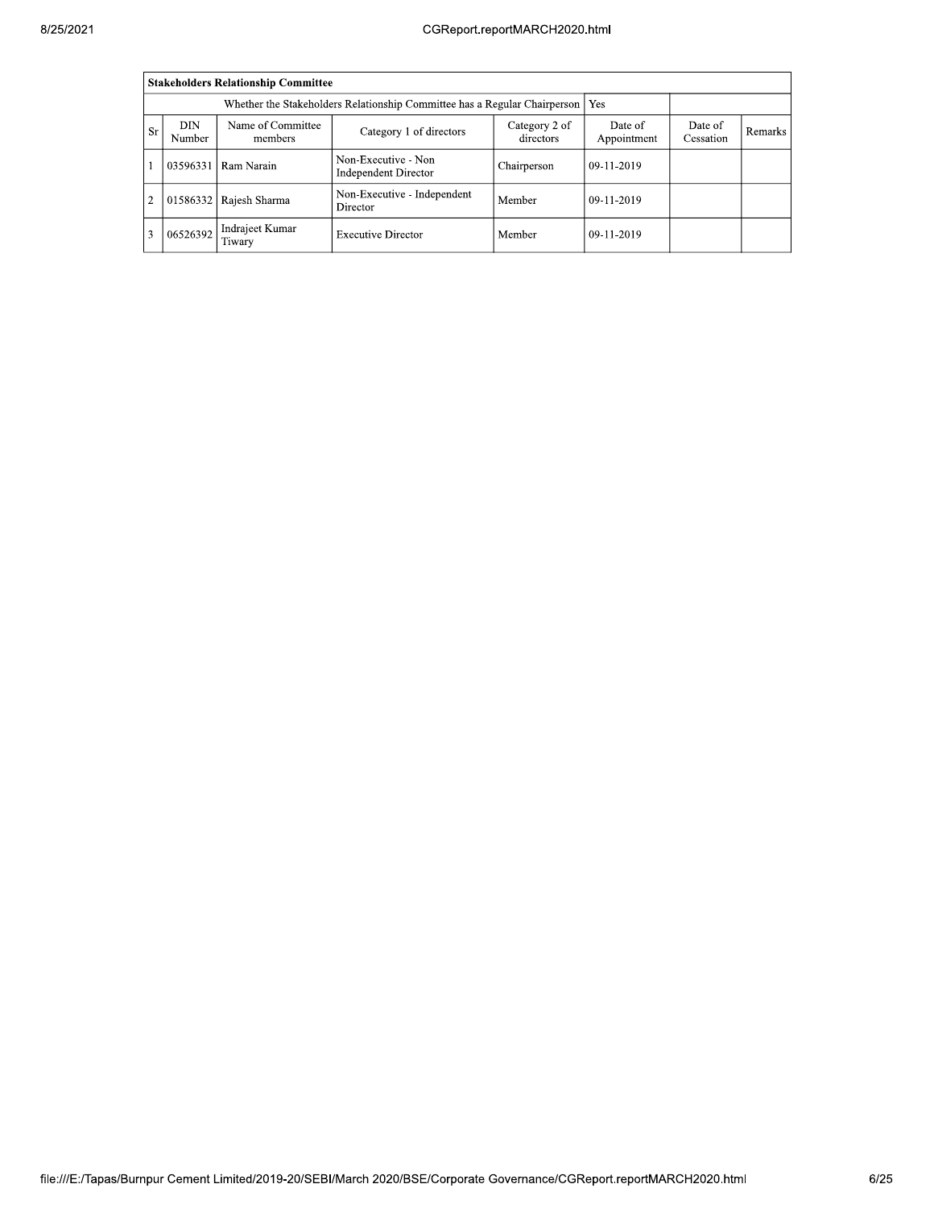| Stakeholders Relationship Committee | | | | | | | |
|---|---|---|---|---|---|---|---|
| Whether the Stakeholders Relationship Committee has a Regular Chairperson | | | | | Yes | | |
| Sr | DIN Number | Name of Committee members | Category 1 of directors | Category 2 of directors | Date of Appointment | Date of Cessation | Remarks |
| 1 | 03596331 | Ram Narain | Non-Executive - Non Independent Director | Chairperson | 09-11-2019 | | |
| 2 | 01586332 | Rajesh Sharma | Non-Executive - Independent Director | Member | 09-11-2019 | | |
| 3 | 06526392 | Indrajeet Kumar Tiwary | Executive Director | Member | 09-11-2019 | | |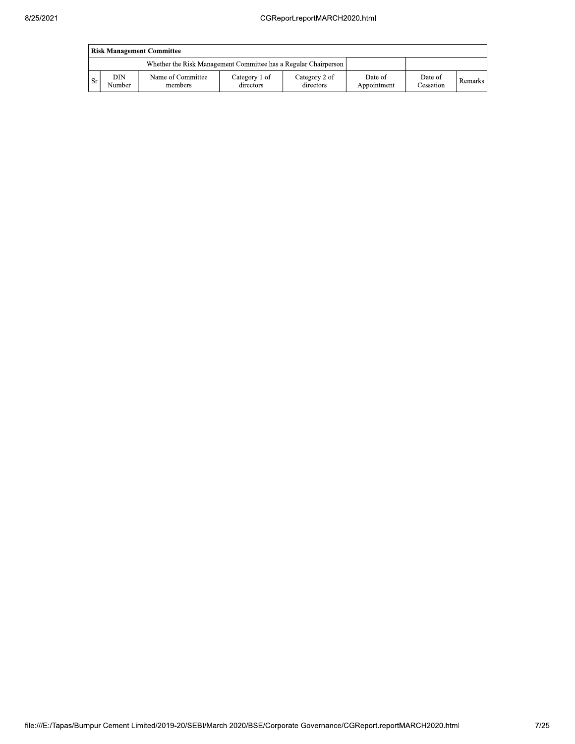| Risk Management Committee | | | | | | | |
|---|---|---|---|---|---|---|---|
| Whether the Risk Management Committee has a Regular Chairperson | | | | | | | |
| Sr | DIN Number | Name of Committee members | Category 1 of directors | Category 2 of directors | Date of Appointment | Date of Cessation | Remarks |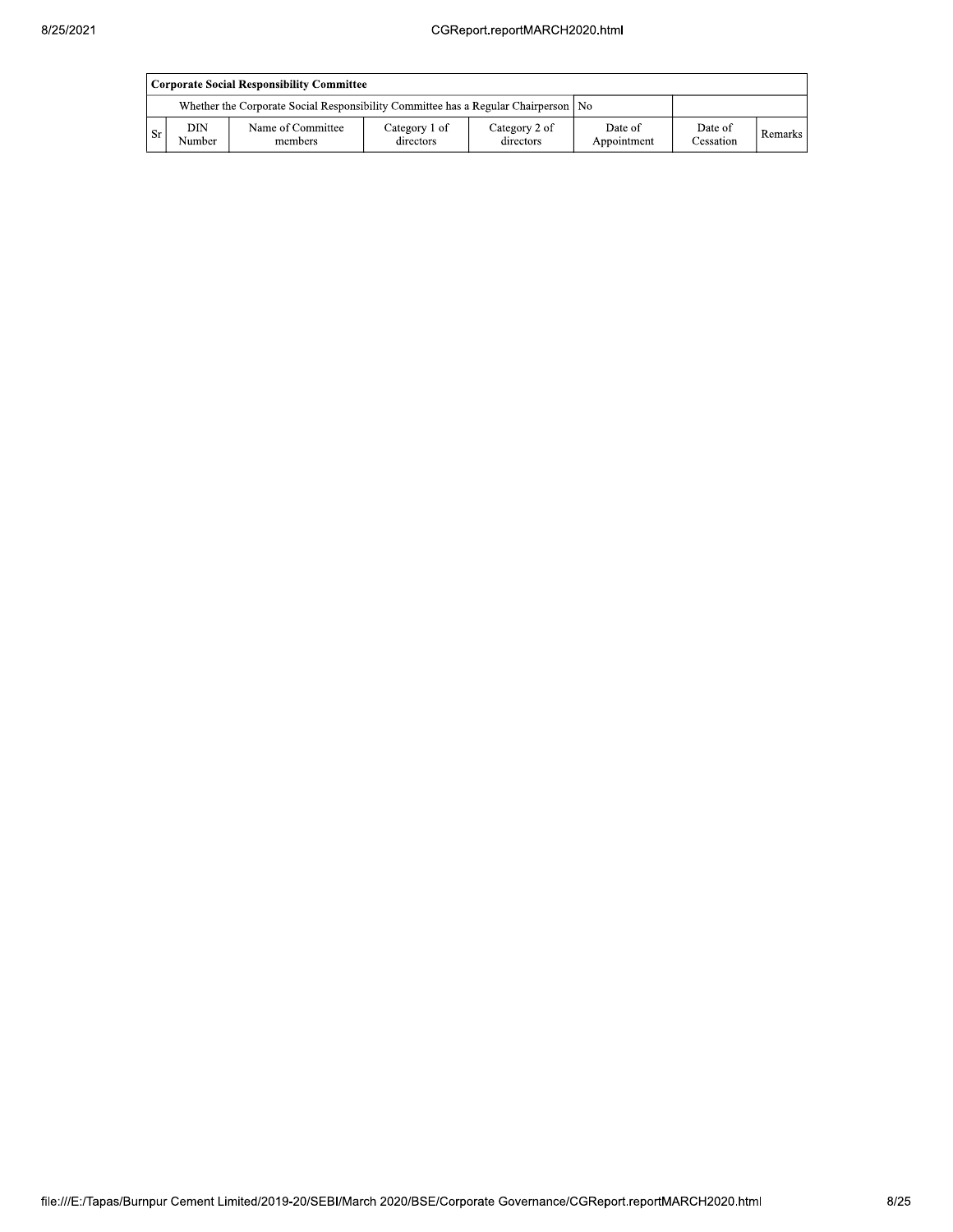| Corporate Social Responsibility Committee | | | | | | | |
|---|---|---|---|---|---|---|---|
| Whether the Corporate Social Responsibility Committee has a Regular Chairperson | | | | | No | | |
| Sr | DIN Number | Name of Committee members | Category 1 of directors | Category 2 of directors | Date of Appointment | Date of Cessation | Remarks |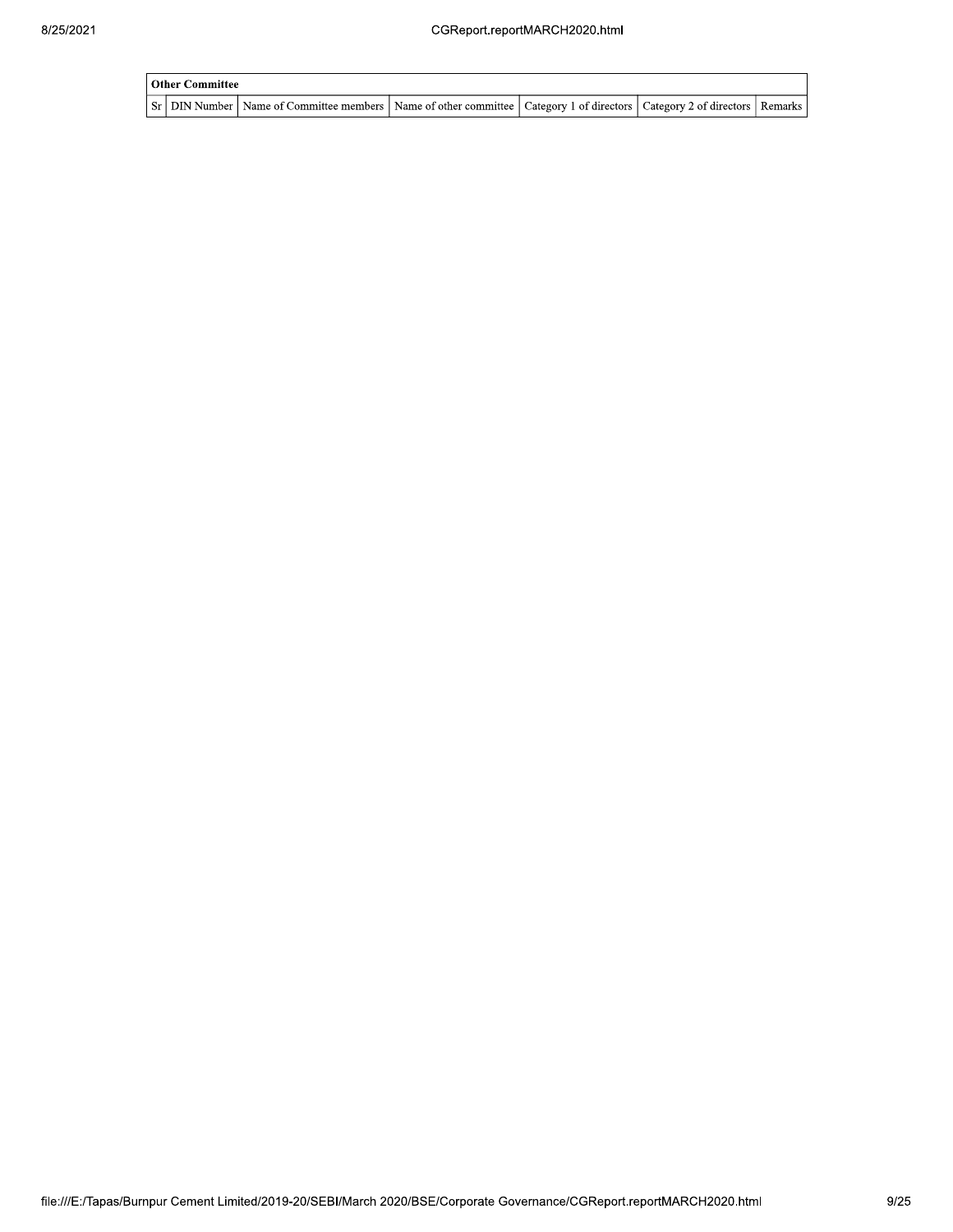| Other Committee | | | | | | |
| --- | --- | --- | --- | --- | --- | --- |
| Sr | DIN Number | Name of Committee members | Name of other committee | Category 1 of directors | Category 2 of directors | Remarks |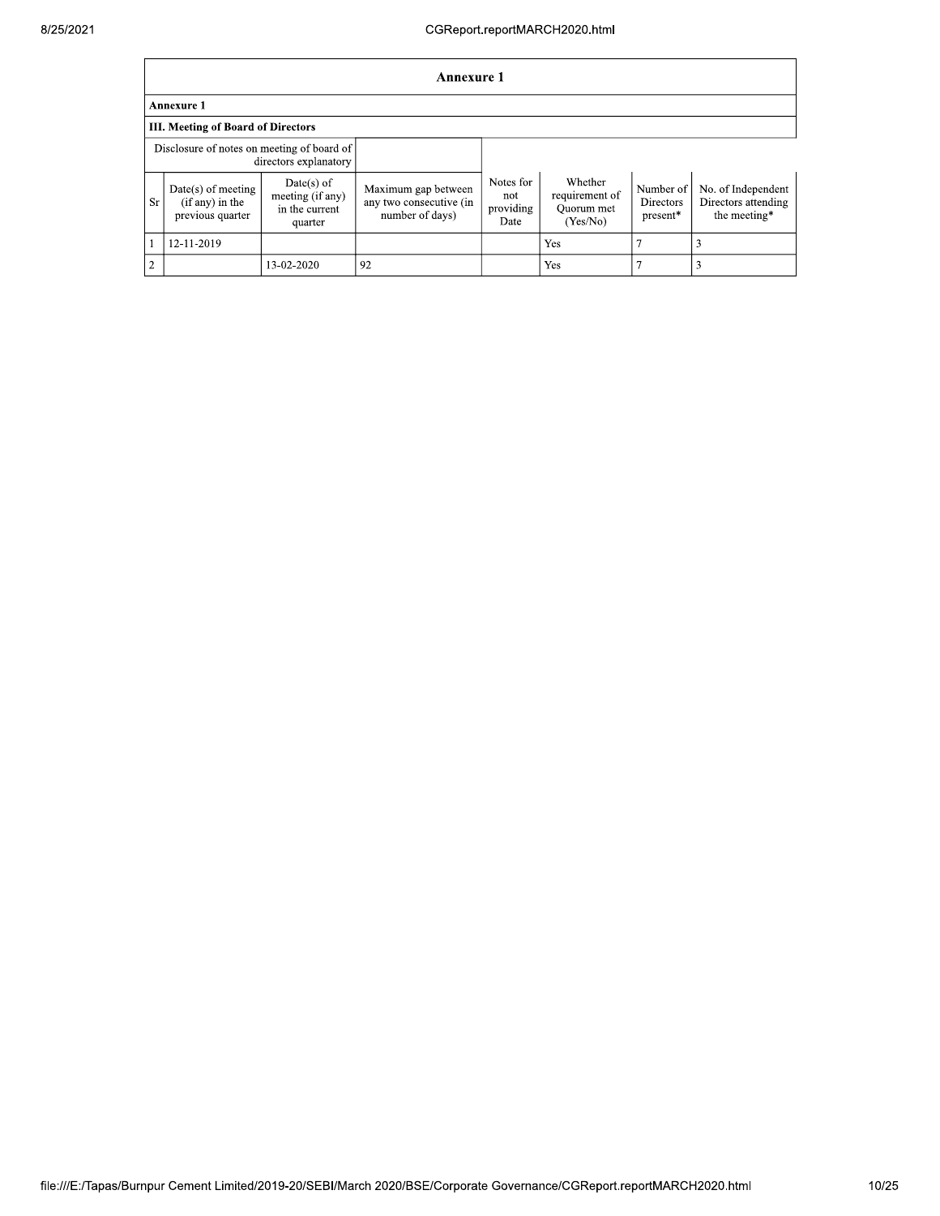## Annexure 1

### Annexure 1

### III. Meeting of Board of Directors

| Disclosure of notes on meeting of board of directors explanatory | | | | | | | |
|---|---|---|---|---|---|---|---|
| Sr | Date(s) of meeting (if any) in the previous quarter | Date(s) of meeting (if any) in the current quarter | Maximum gap between any two consecutive (in number of days) | Notes for not providing Date | Whether requirement of Quorum met (Yes/No) | Number of Directors present* | No. of Independent Directors attending the meeting* |
| 1 | 12-11-2019 | | | | Yes | 7 | 3 |
| 2 | | 13-02-2020 | 92 | | Yes | 7 | 3 |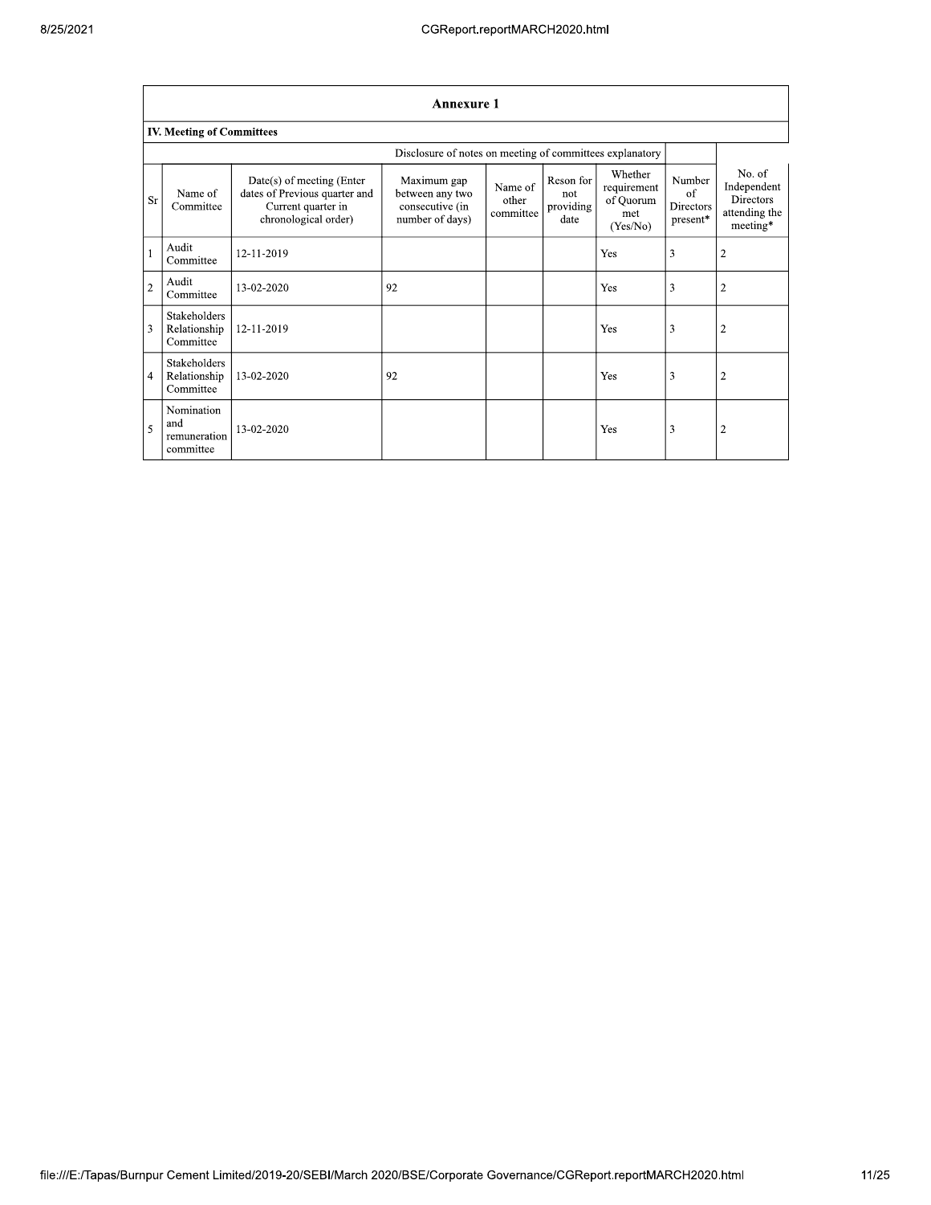## Annexure 1

### IV. Meeting of Committees

Disclosure of notes on meeting of committees explanatory

| Sr | Name of Committee | Date(s) of meeting (Enter dates of Previous quarter and Current quarter in chronological order) | Maximum gap between any two consecutive (in number of days) | Name of other committee | Reson for not providing date | Whether requirement of Quorum met (Yes/No) | Number of Directors present* | No. of Independent Directors attending the meeting* |
|---|---|---|---|---|---|---|---|---|
| 1 | Audit Committee | 12-11-2019 | | | | Yes | 3 | 2 |
| 2 | Audit Committee | 13-02-2020 | 92 | | | Yes | 3 | 2 |
| 3 | Stakeholders Relationship Committee | 12-11-2019 | | | | Yes | 3 | 2 |
| 4 | Stakeholders Relationship Committee | 13-02-2020 | 92 | | | Yes | 3 | 2 |
| 5 | Nomination and remuneration committee | 13-02-2020 | | | | Yes | 3 | 2 |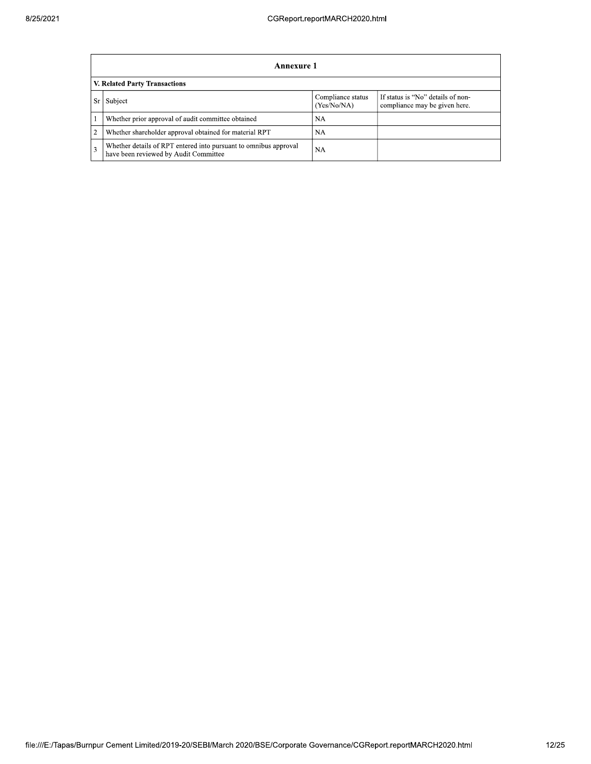## Annexure 1

### V. Related Party Transactions

| Sr | Subject | Compliance status (Yes/No/NA) | If status is "No" details of non-compliance may be given here. |
|---|---|---|---|
| 1 | Whether prior approval of audit committee obtained | NA | |
| 2 | Whether shareholder approval obtained for material RPT | NA | |
| 3 | Whether details of RPT entered into pursuant to omnibus approval have been reviewed by Audit Committee | NA | |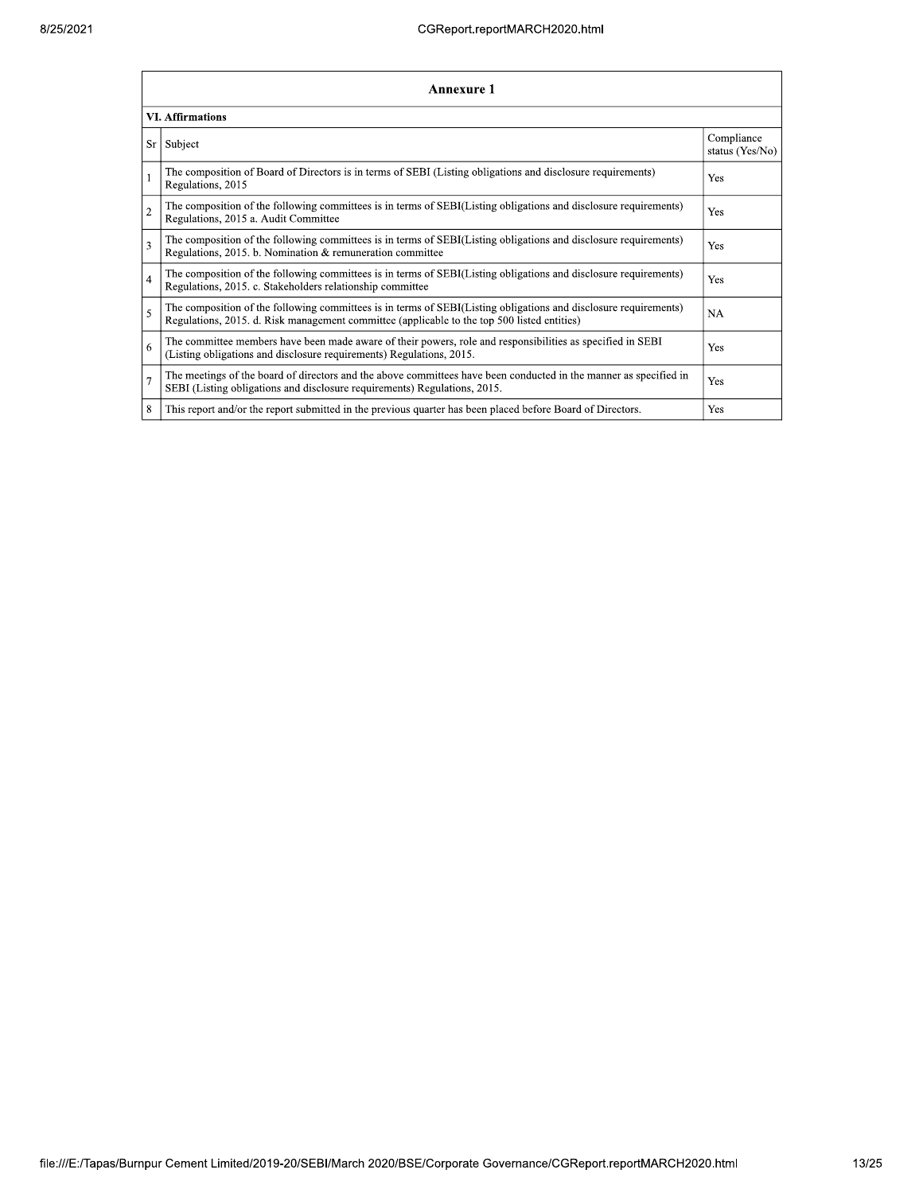## Annexure 1

### VI. Affirmations

| Sr | Subject | Compliance status (Yes/No) |
|---|---|---|
| 1 | The composition of Board of Directors is in terms of SEBI (Listing obligations and disclosure requirements) Regulations, 2015 | Yes |
| 2 | The composition of the following committees is in terms of SEBI(Listing obligations and disclosure requirements) Regulations, 2015 a. Audit Committee | Yes |
| 3 | The composition of the following committees is in terms of SEBI(Listing obligations and disclosure requirements) Regulations, 2015. b. Nomination & remuneration committee | Yes |
| 4 | The composition of the following committees is in terms of SEBI(Listing obligations and disclosure requirements) Regulations, 2015. c. Stakeholders relationship committee | Yes |
| 5 | The composition of the following committees is in terms of SEBI(Listing obligations and disclosure requirements) Regulations, 2015. d. Risk management committee (applicable to the top 500 listed entities) | NA |
| 6 | The committee members have been made aware of their powers, role and responsibilities as specified in SEBI (Listing obligations and disclosure requirements) Regulations, 2015. | Yes |
| 7 | The meetings of the board of directors and the above committees have been conducted in the manner as specified in SEBI (Listing obligations and disclosure requirements) Regulations, 2015. | Yes |
| 8 | This report and/or the report submitted in the previous quarter has been placed before Board of Directors. | Yes |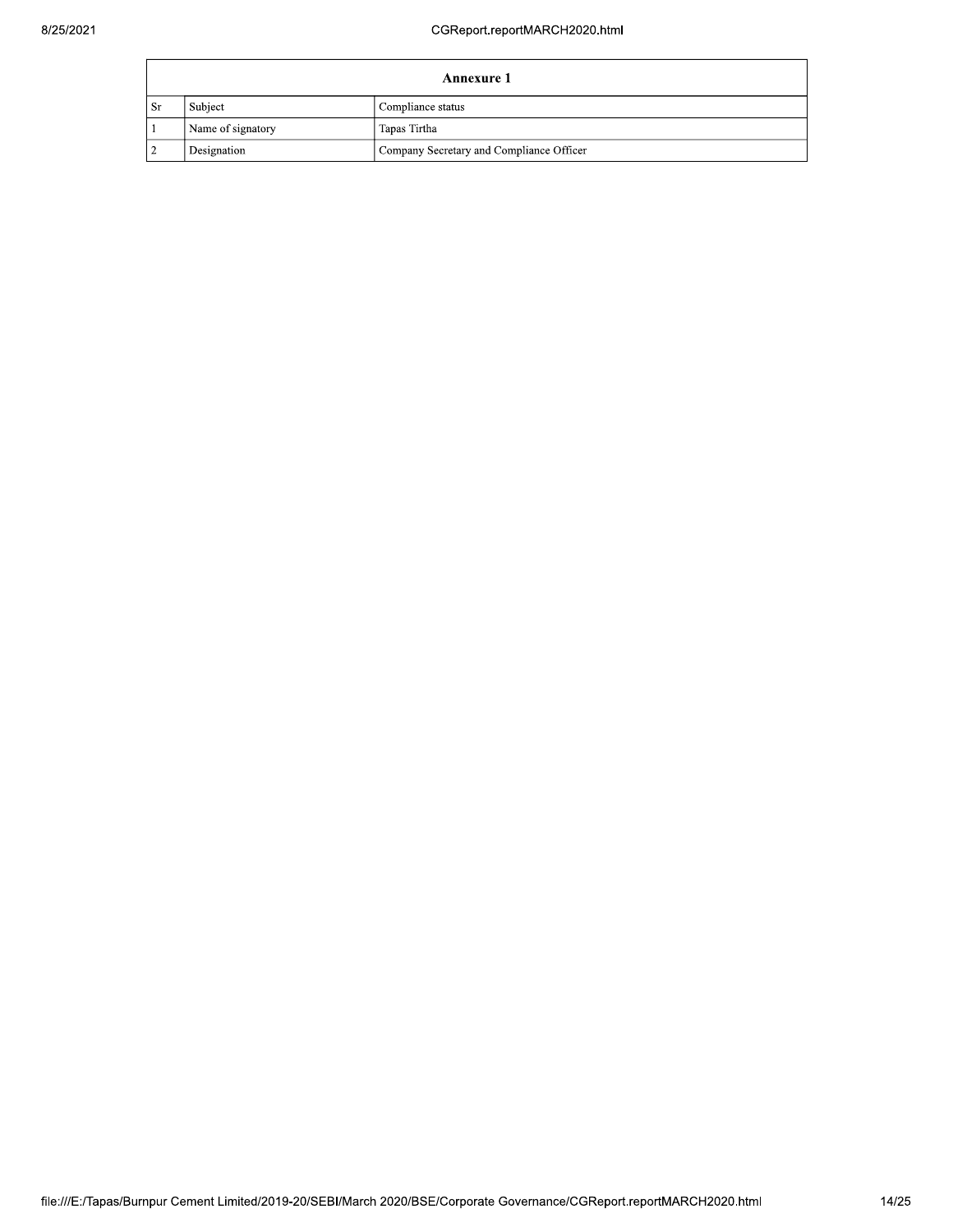| Annexure 1 | | |
|---|---|---|
| Sr | Subject | Compliance status |
| 1 | Name of signatory | Tapas Tirtha |
| 2 | Designation | Company Secretary and Compliance Officer |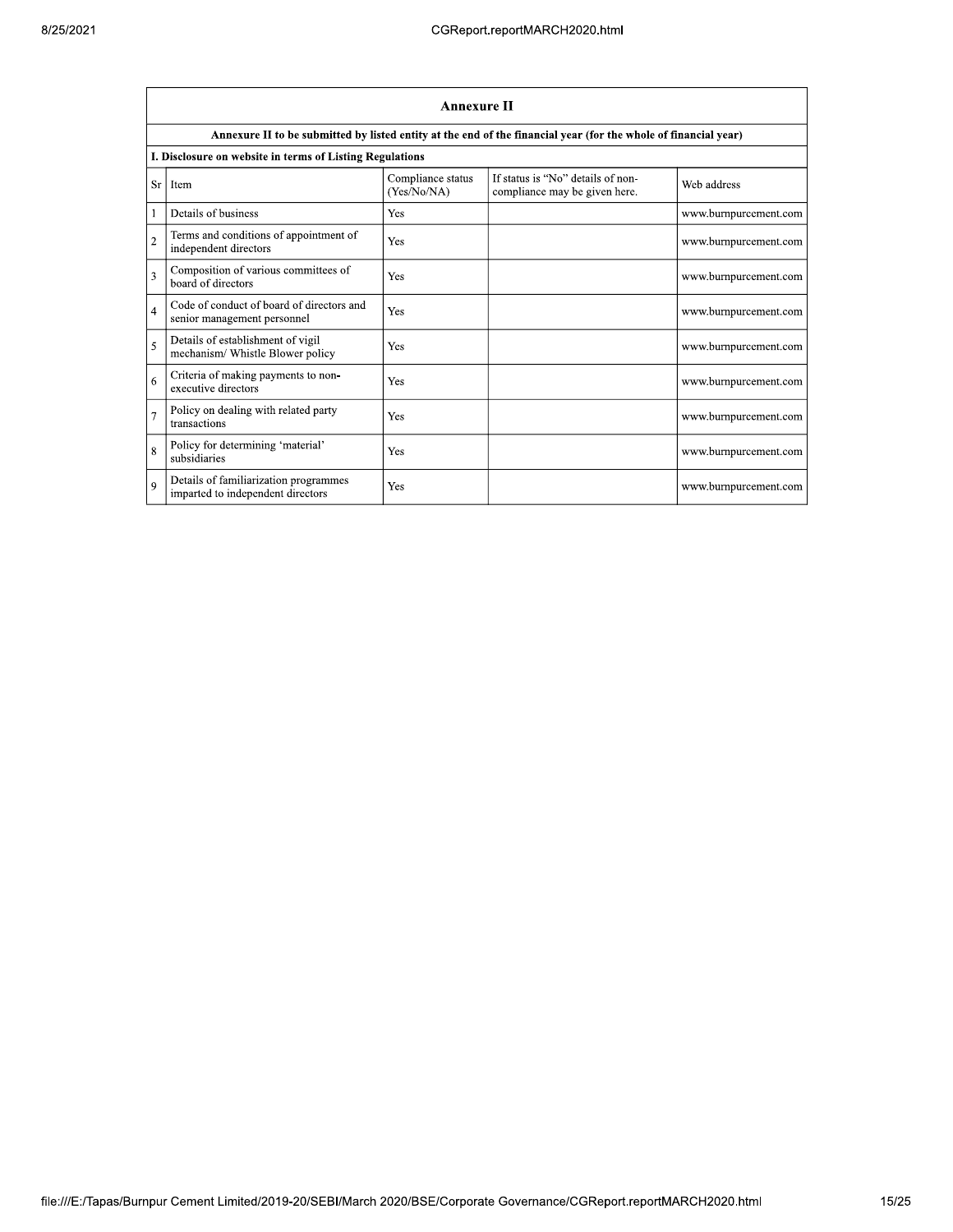## Annexure II

**Annexure II to be submitted by listed entity at the end of the financial year (for the whole of financial year)**

**I. Disclosure on website in terms of Listing Regulations**

| Sr | Item | Compliance status (Yes/No/NA) | If status is "No" details of non-compliance may be given here. | Web address |
|---|---|---|---|---|
| 1 | Details of business | Yes | | www.burnpurcement.com |
| 2 | Terms and conditions of appointment of independent directors | Yes | | www.burnpurcement.com |
| 3 | Composition of various committees of board of directors | Yes | | www.burnpurcement.com |
| 4 | Code of conduct of board of directors and senior management personnel | Yes | | www.burnpurcement.com |
| 5 | Details of establishment of vigil mechanism/ Whistle Blower policy | Yes | | www.burnpurcement.com |
| 6 | Criteria of making payments to non-executive directors | Yes | | www.burnpurcement.com |
| 7 | Policy on dealing with related party transactions | Yes | | www.burnpurcement.com |
| 8 | Policy for determining 'material' subsidiaries | Yes | | www.burnpurcement.com |
| 9 | Details of familiarization programmes imparted to independent directors | Yes | | www.burnpurcement.com |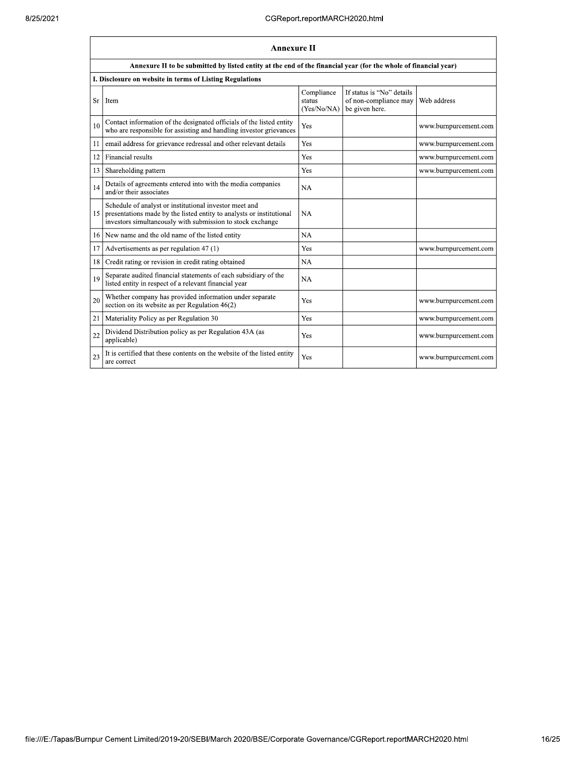## Annexure II

**Annexure II to be submitted by listed entity at the end of the financial year (for the whole of financial year)**

**I. Disclosure on website in terms of Listing Regulations**

| Sr | Item | Compliance status (Yes/No/NA) | If status is "No" details of non-compliance may be given here. | Web address |
|---|---|---|---|---|
| 10 | Contact information of the designated officials of the listed entity who are responsible for assisting and handling investor grievances | Yes | | www.burnpurcement.com |
| 11 | email address for grievance redressal and other relevant details | Yes | | www.burnpurcement.com |
| 12 | Financial results | Yes | | www.burnpurcement.com |
| 13 | Shareholding pattern | Yes | | www.burnpurcement.com |
| 14 | Details of agreements entered into with the media companies and/or their associates | NA | | |
| 15 | Schedule of analyst or institutional investor meet and presentations made by the listed entity to analysts or institutional investors simultaneously with submission to stock exchange | NA | | |
| 16 | New name and the old name of the listed entity | NA | | |
| 17 | Advertisements as per regulation 47 (1) | Yes | | www.burnpurcement.com |
| 18 | Credit rating or revision in credit rating obtained | NA | | |
| 19 | Separate audited financial statements of each subsidiary of the listed entity in respect of a relevant financial year | NA | | |
| 20 | Whether company has provided information under separate section on its website as per Regulation 46(2) | Yes | | www.burnpurcement.com |
| 21 | Materiality Policy as per Regulation 30 | Yes | | www.burnpurcement.com |
| 22 | Dividend Distribution policy as per Regulation 43A (as applicable) | Yes | | www.burnpurcement.com |
| 23 | It is certified that these contents on the website of the listed entity are correct | Yes | | www.burnpurcement.com |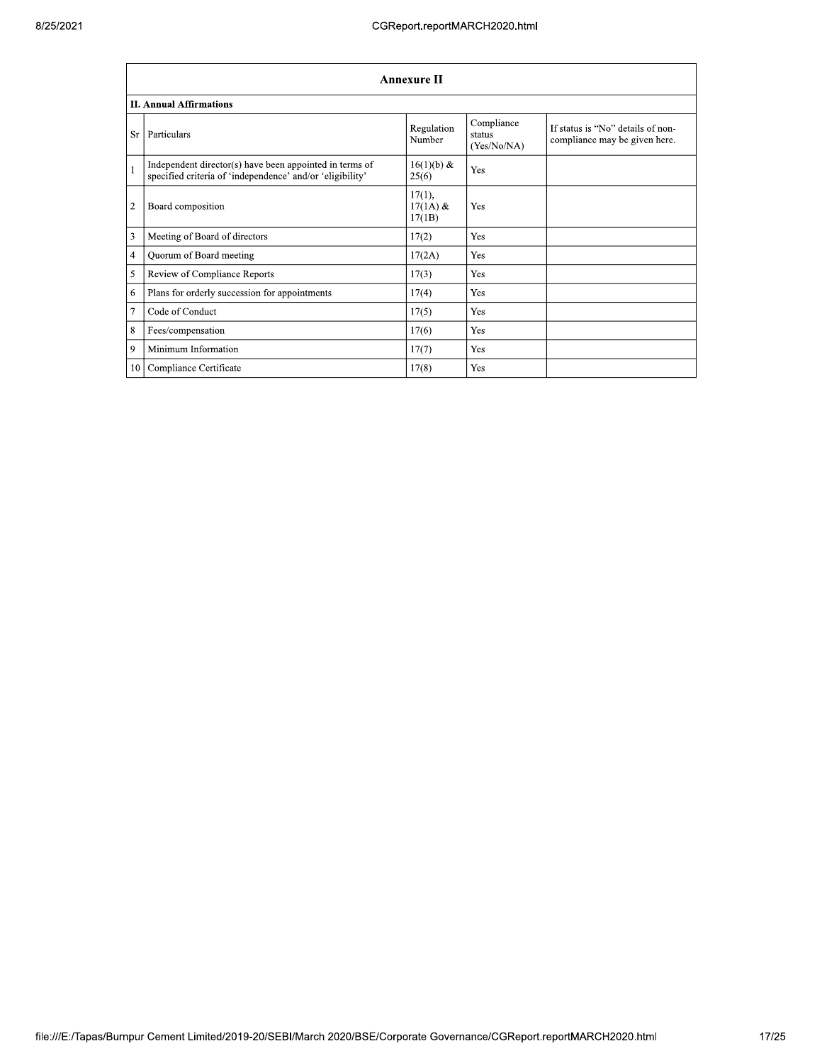| Annexure II | | | | |
|---|---|---|---|---|
| **II. Annual Affirmations** | | | | |
| Sr | Particulars | Regulation Number | Compliance status (Yes/No/NA) | If status is "No" details of non-compliance may be given here. |
| 1 | Independent director(s) have been appointed in terms of specified criteria of 'independence' and/or 'eligibility' | 16(1)(b) & 25(6) | Yes | |
| 2 | Board composition | 17(1), 17(1A) & 17(1B) | Yes | |
| 3 | Meeting of Board of directors | 17(2) | Yes | |
| 4 | Quorum of Board meeting | 17(2A) | Yes | |
| 5 | Review of Compliance Reports | 17(3) | Yes | |
| 6 | Plans for orderly succession for appointments | 17(4) | Yes | |
| 7 | Code of Conduct | 17(5) | Yes | |
| 8 | Fees/compensation | 17(6) | Yes | |
| 9 | Minimum Information | 17(7) | Yes | |
| 10 | Compliance Certificate | 17(8) | Yes | |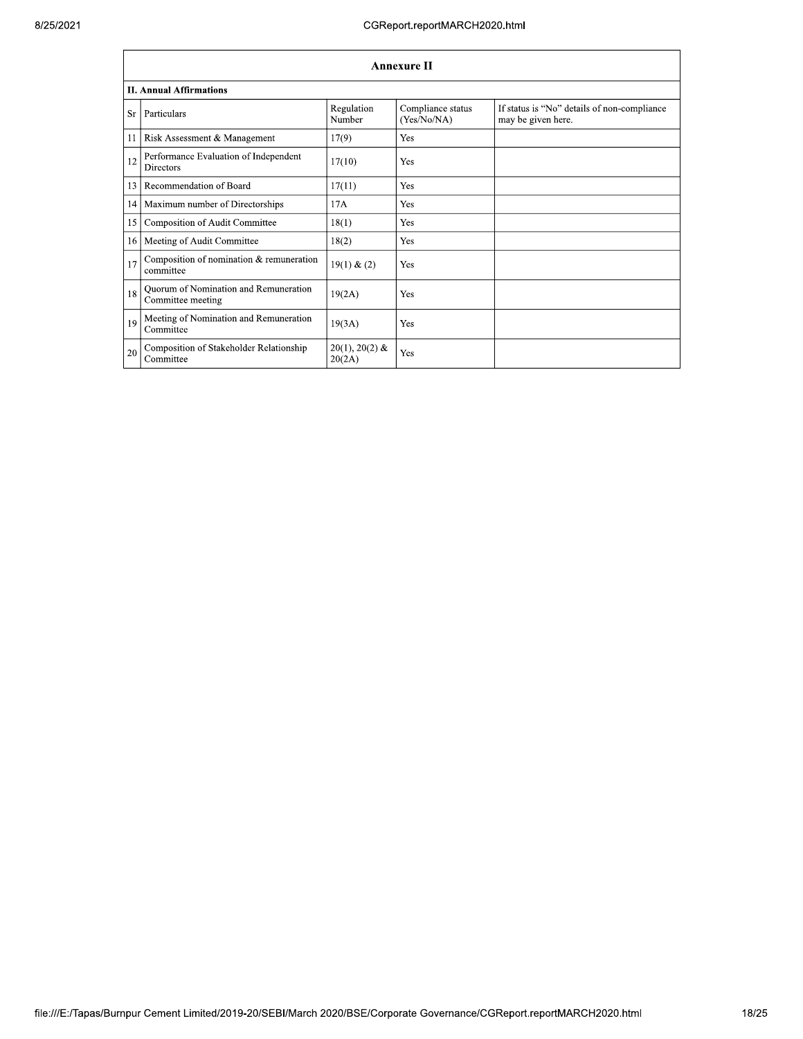## Annexure II

### II. Annual Affirmations

| Sr | Particulars | Regulation Number | Compliance status (Yes/No/NA) | If status is "No" details of non-compliance may be given here. |
|---|---|---|---|---|
| 11 | Risk Assessment & Management | 17(9) | Yes | |
| 12 | Performance Evaluation of Independent Directors | 17(10) | Yes | |
| 13 | Recommendation of Board | 17(11) | Yes | |
| 14 | Maximum number of Directorships | 17A | Yes | |
| 15 | Composition of Audit Committee | 18(1) | Yes | |
| 16 | Meeting of Audit Committee | 18(2) | Yes | |
| 17 | Composition of nomination & remuneration committee | 19(1) & (2) | Yes | |
| 18 | Quorum of Nomination and Remuneration Committee meeting | 19(2A) | Yes | |
| 19 | Meeting of Nomination and Remuneration Committee | 19(3A) | Yes | |
| 20 | Composition of Stakeholder Relationship Committee | 20(1), 20(2) & 20(2A) | Yes | |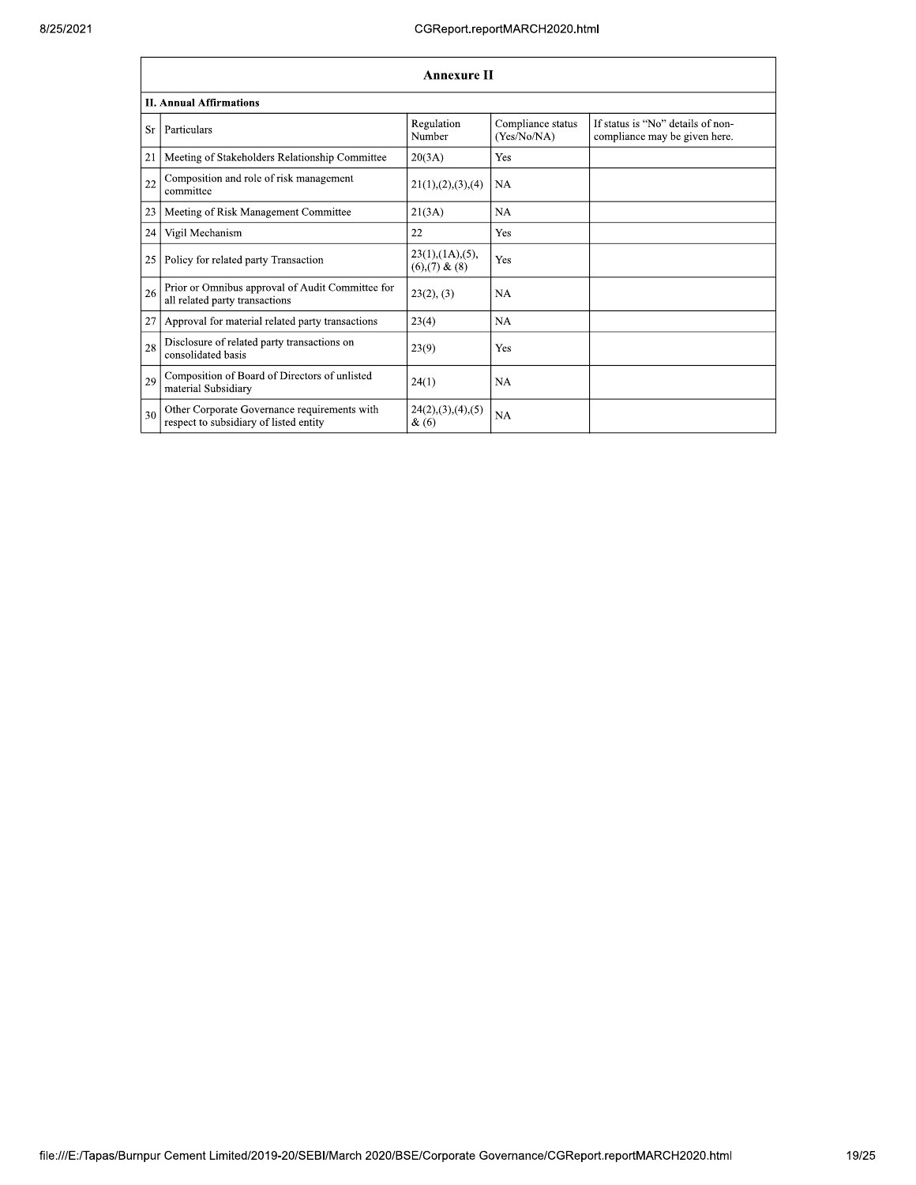## Annexure II

### II. Annual Affirmations

| Sr | Particulars | Regulation Number | Compliance status (Yes/No/NA) | If status is "No" details of non-compliance may be given here. |
|---|---|---|---|---|
| 21 | Meeting of Stakeholders Relationship Committee | 20(3A) | Yes | |
| 22 | Composition and role of risk management committee | 21(1),(2),(3),(4) | NA | |
| 23 | Meeting of Risk Management Committee | 21(3A) | NA | |
| 24 | Vigil Mechanism | 22 | Yes | |
| 25 | Policy for related party Transaction | 23(1),(1A),(5),(6),(7) & (8) | Yes | |
| 26 | Prior or Omnibus approval of Audit Committee for all related party transactions | 23(2), (3) | NA | |
| 27 | Approval for material related party transactions | 23(4) | NA | |
| 28 | Disclosure of related party transactions on consolidated basis | 23(9) | Yes | |
| 29 | Composition of Board of Directors of unlisted material Subsidiary | 24(1) | NA | |
| 30 | Other Corporate Governance requirements with respect to subsidiary of listed entity | 24(2),(3),(4),(5) & (6) | NA | |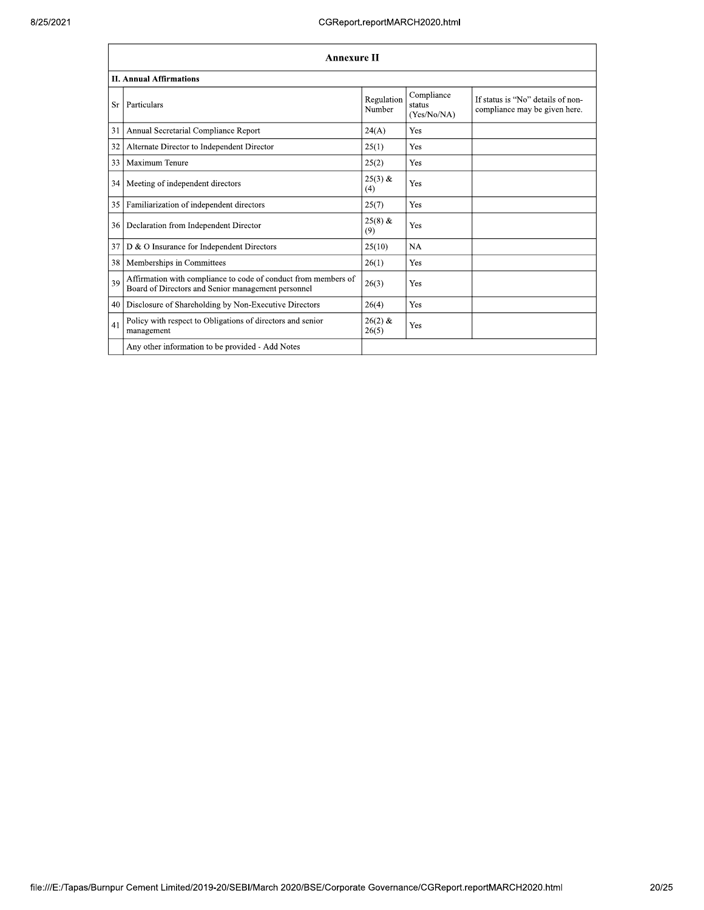## Annexure II

### II. Annual Affirmations

| Sr | Particulars | Regulation Number | Compliance status (Yes/No/NA) | If status is "No" details of non-compliance may be given here. |
|---|---|---|---|---|
| 31 | Annual Secretarial Compliance Report | 24(A) | Yes | |
| 32 | Alternate Director to Independent Director | 25(1) | Yes | |
| 33 | Maximum Tenure | 25(2) | Yes | |
| 34 | Meeting of independent directors | 25(3) & (4) | Yes | |
| 35 | Familiarization of independent directors | 25(7) | Yes | |
| 36 | Declaration from Independent Director | 25(8) & (9) | Yes | |
| 37 | D & O Insurance for Independent Directors | 25(10) | NA | |
| 38 | Memberships in Committees | 26(1) | Yes | |
| 39 | Affirmation with compliance to code of conduct from members of Board of Directors and Senior management personnel | 26(3) | Yes | |
| 40 | Disclosure of Shareholding by Non-Executive Directors | 26(4) | Yes | |
| 41 | Policy with respect to Obligations of directors and senior management | 26(2) & 26(5) | Yes | |
| | Any other information to be provided - Add Notes | | | |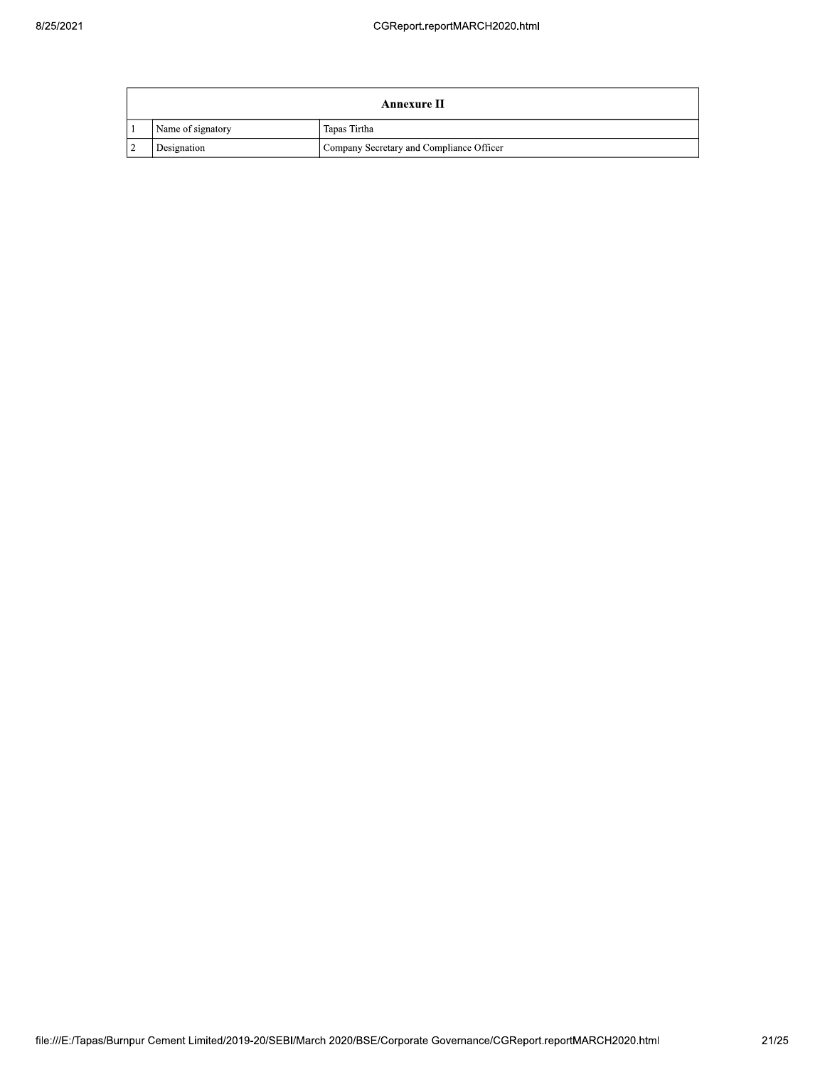| Annexure II | | |
|---|---|---|
| 1 | Name of signatory | Tapas Tirtha |
| 2 | Designation | Company Secretary and Compliance Officer |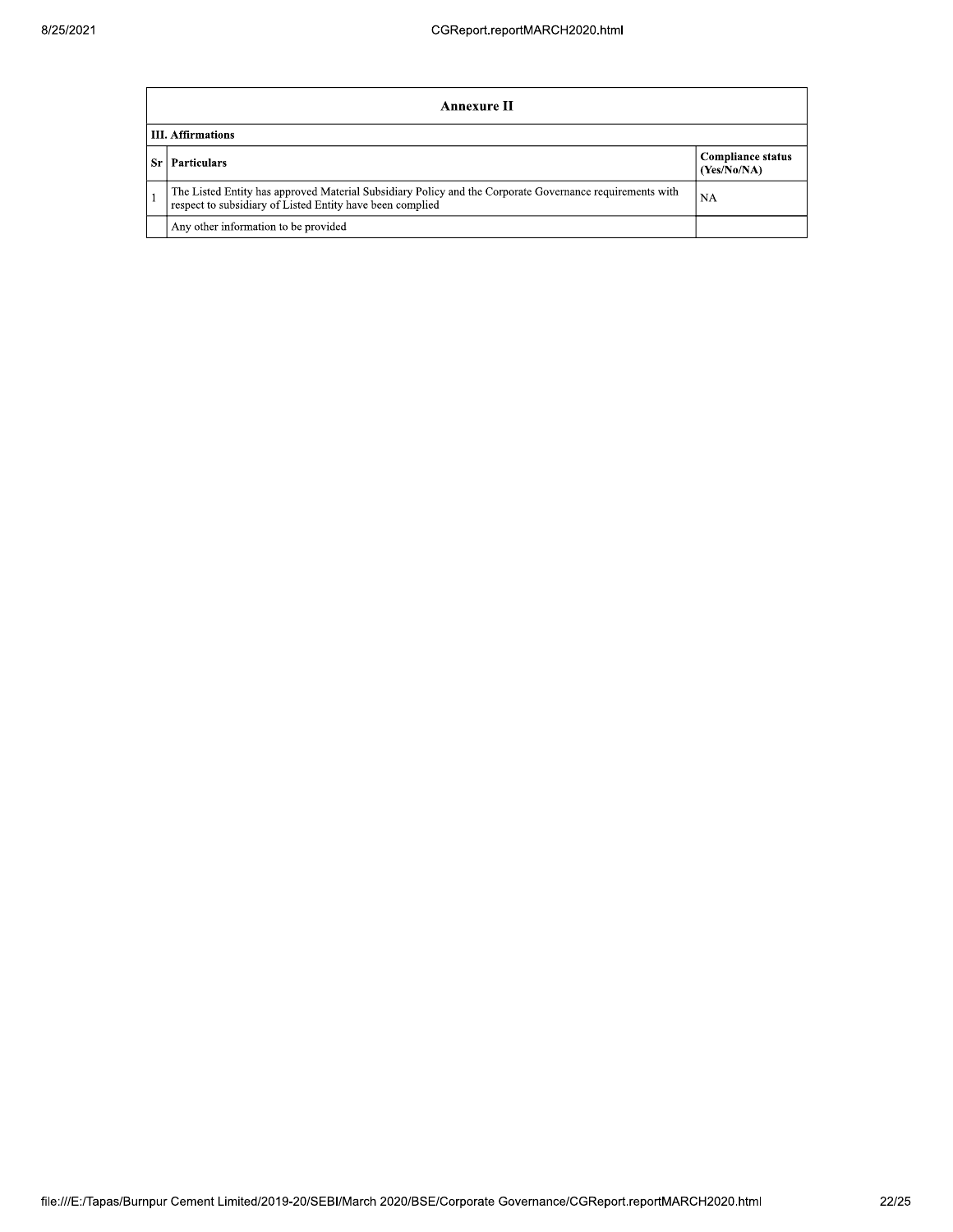| Annexure II | | |
|---|---|---|
| **III. Affirmations** | | |
| **Sr** | **Particulars** | **Compliance status (Yes/No/NA)** |
| 1 | The Listed Entity has approved Material Subsidiary Policy and the Corporate Governance requirements with respect to subsidiary of Listed Entity have been complied | NA |
| | Any other information to be provided | |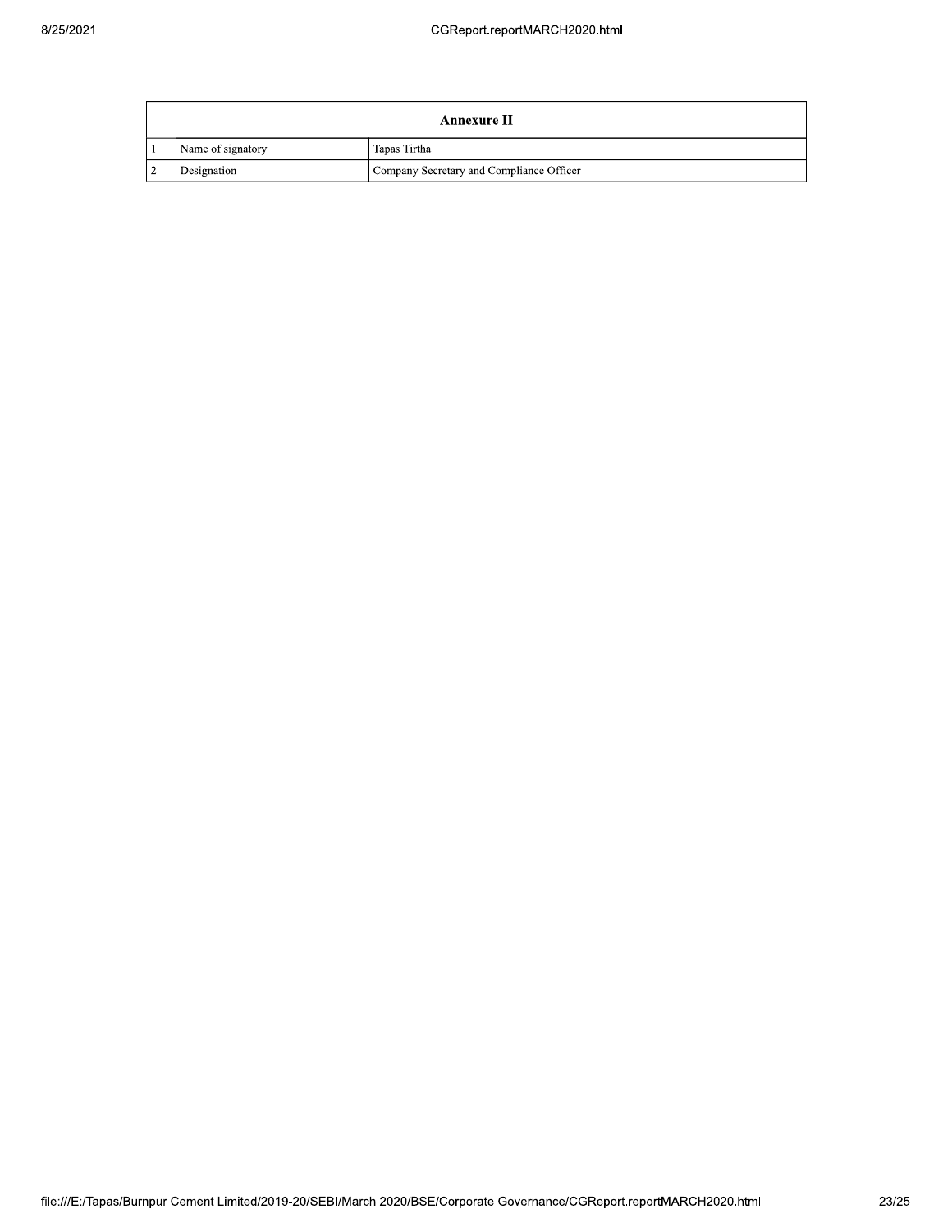| Annexure II | | |
|---|---|---|
| 1 | Name of signatory | Tapas Tirtha |
| 2 | Designation | Company Secretary and Compliance Officer |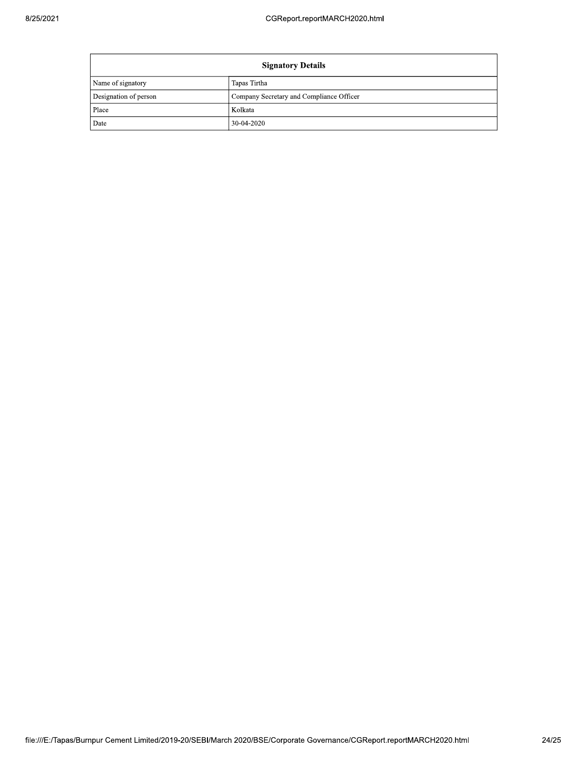| Signatory Details | |
| --- | --- |
| Name of signatory | Tapas Tirtha |
| Designation of person | Company Secretary and Compliance Officer |
| Place | Kolkata |
| Date | 30-04-2020 |